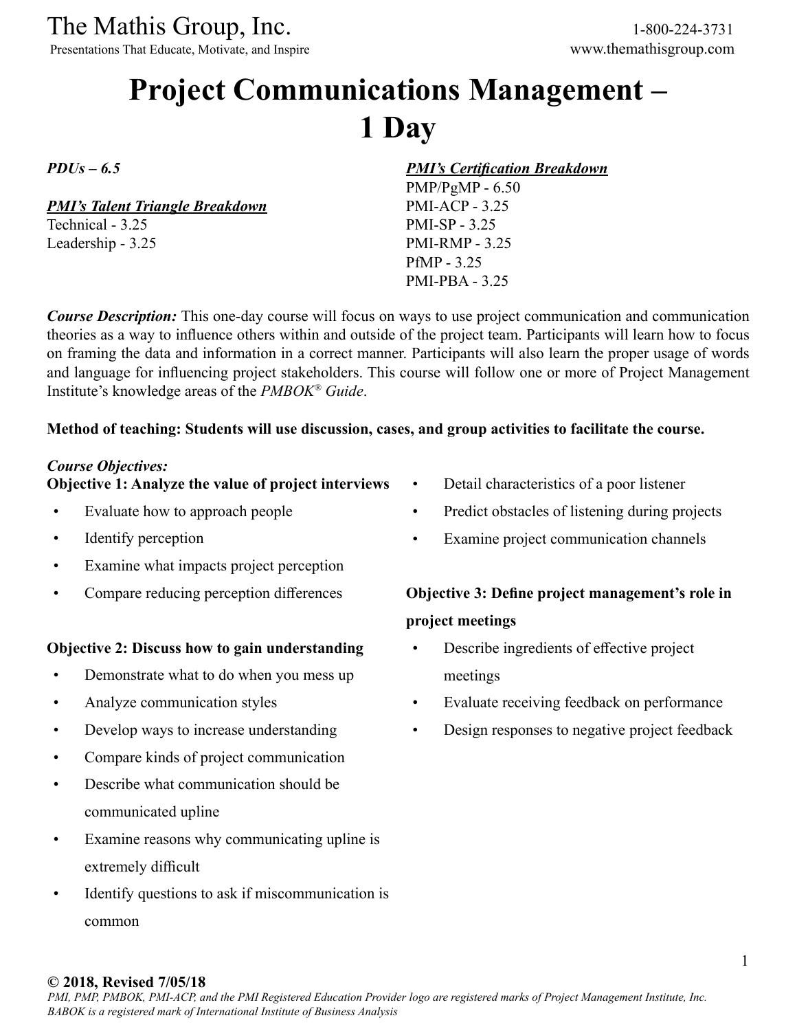# Project Communications Management – 1 Day

***PDUs – 6.5***

***PMI's Talent Triangle Breakdown***
Technical - 3.25
Leadership - 3.25

***PMI's Certification Breakdown***
PMP/PgMP - 6.50
PMI-ACP - 3.25
PMI-SP - 3.25
PMI-RMP - 3.25
PfMP - 3.25
PMI-PBA - 3.25

***Course Description:*** This one-day course will focus on ways to use project communication and communication theories as a way to influence others within and outside of the project team. Participants will learn how to focus on framing the data and information in a correct manner. Participants will also learn the proper usage of words and language for influencing project stakeholders. This course will follow one or more of Project Management Institute's knowledge areas of the *PMBOK® Guide*.

**Method of teaching: Students will use discussion, cases, and group activities to facilitate the course.**

***Course Objectives:***

**Objective 1: Analyze the value of project interviews**

- Evaluate how to approach people
- Identify perception
- Examine what impacts project perception
- Compare reducing perception differences

**Objective 2: Discuss how to gain understanding**

- Demonstrate what to do when you mess up
- Analyze communication styles
- Develop ways to increase understanding
- Compare kinds of project communication
- Describe what communication should be communicated upline
- Examine reasons why communicating upline is extremely difficult
- Identify questions to ask if miscommunication is common
- Detail characteristics of a poor listener
- Predict obstacles of listening during projects
- Examine project communication channels

**Objective 3: Define project management's role in project meetings**

- Describe ingredients of effective project meetings
- Evaluate receiving feedback on performance
- Design responses to negative project feedback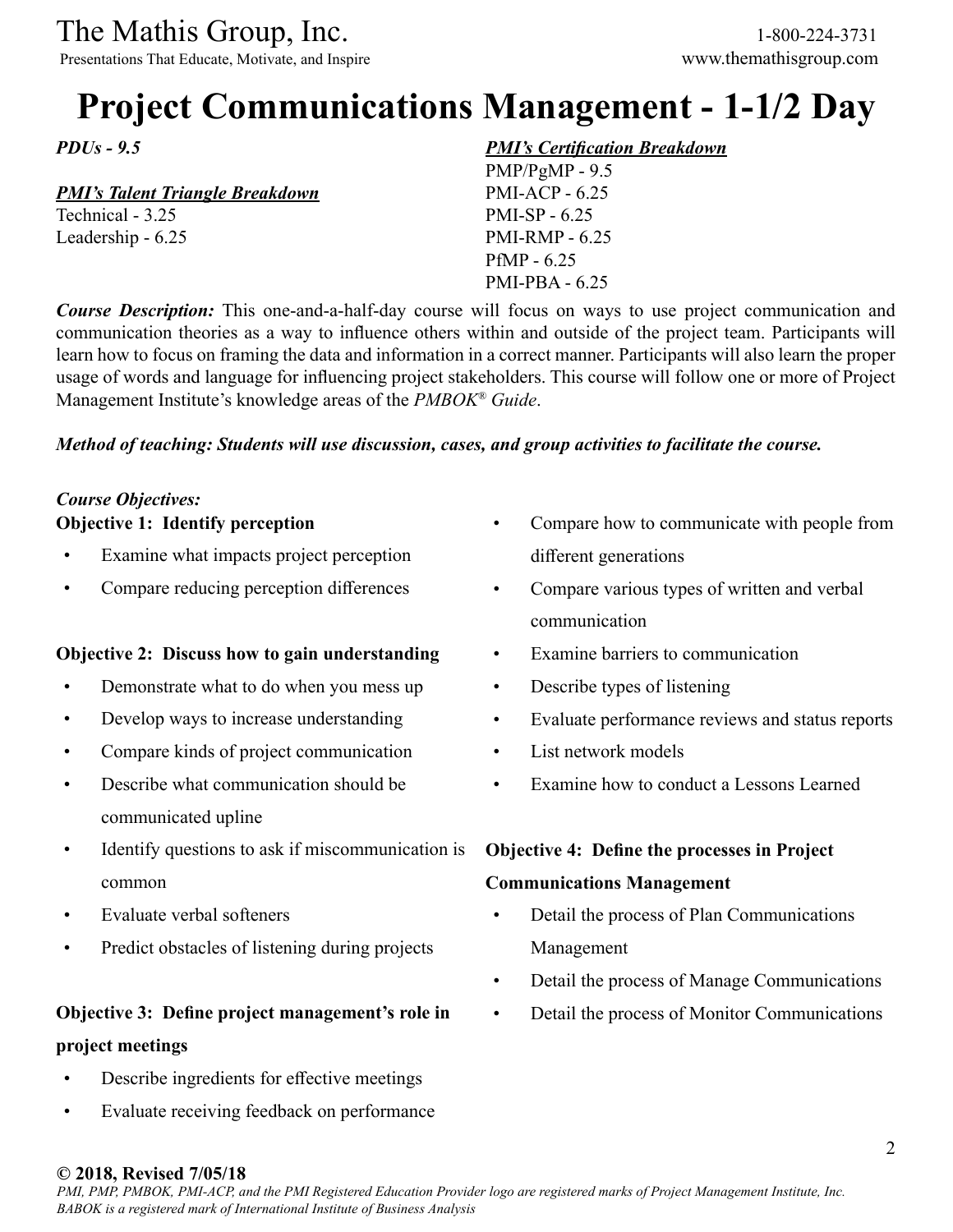# Project Communications Management - 1-1/2 Day

***PDUs - 9.5***

***PMI's Talent Triangle Breakdown***

Technical - 3.25
Leadership - 6.25

***PMI's Certification Breakdown***

PMP/PgMP - 9.5
PMI-ACP - 6.25
PMI-SP - 6.25
PMI-RMP - 6.25
PfMP - 6.25
PMI-PBA - 6.25

***Course Description:*** This one-and-a-half-day course will focus on ways to use project communication and communication theories as a way to influence others within and outside of the project team. Participants will learn how to focus on framing the data and information in a correct manner. Participants will also learn the proper usage of words and language for influencing project stakeholders. This course will follow one or more of Project Management Institute's knowledge areas of the *PMBOK® Guide*.

***Method of teaching: Students will use discussion, cases, and group activities to facilitate the course.***

***Course Objectives:***

**Objective 1: Identify perception**

- Examine what impacts project perception
- Compare reducing perception differences

**Objective 2: Discuss how to gain understanding**

- Demonstrate what to do when you mess up
- Develop ways to increase understanding
- Compare kinds of project communication
- Describe what communication should be communicated upline
- Identify questions to ask if miscommunication is common
- Evaluate verbal softeners
- Predict obstacles of listening during projects

**Objective 3: Define project management's role in project meetings**

- Describe ingredients for effective meetings
- Evaluate receiving feedback on performance
- Compare how to communicate with people from different generations
- Compare various types of written and verbal communication
- Examine barriers to communication
- Describe types of listening
- Evaluate performance reviews and status reports
- List network models
- Examine how to conduct a Lessons Learned

**Objective 4: Define the processes in Project Communications Management**

- Detail the process of Plan Communications Management
- Detail the process of Manage Communications
- Detail the process of Monitor Communications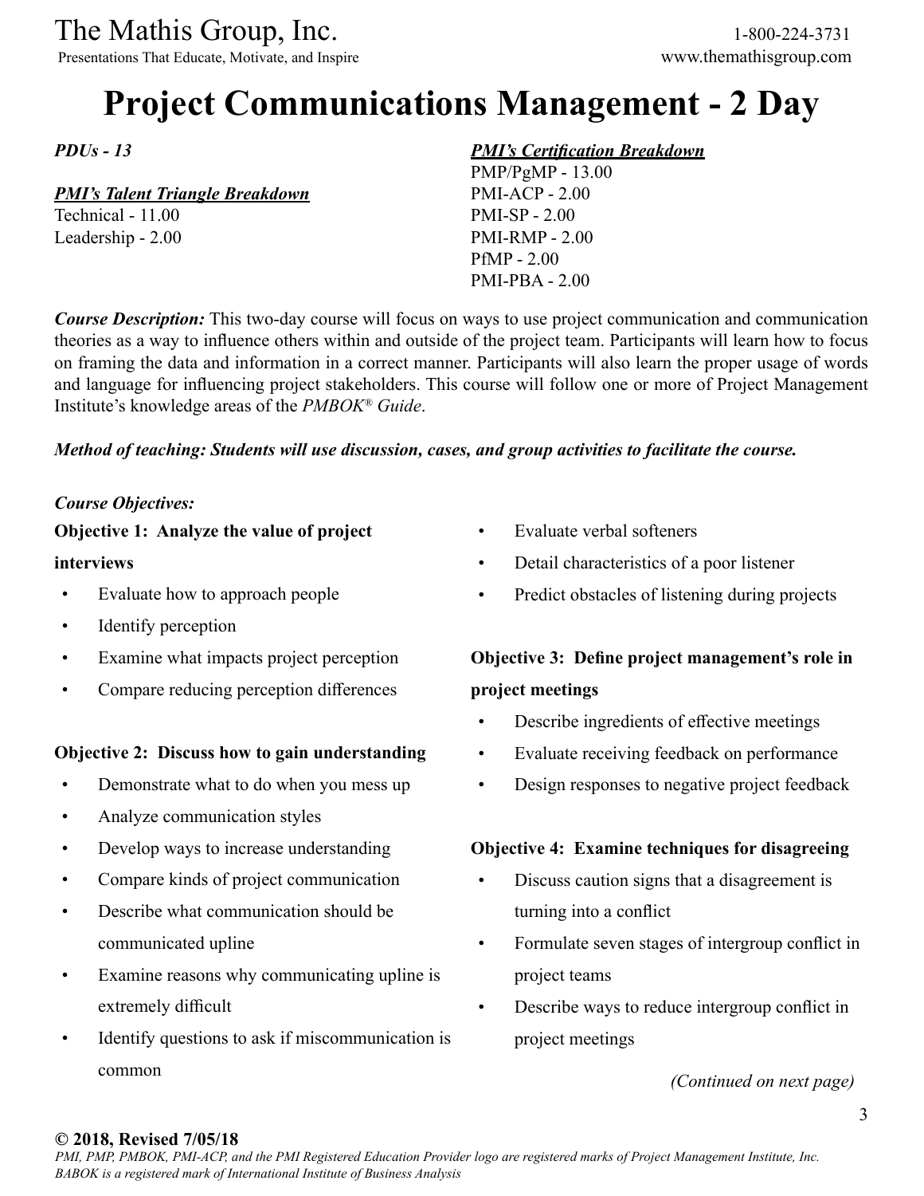# Project Communications Management - 2 Day

*PDUs - 13*

***PMI's Talent Triangle Breakdown***

Technical - 11.00
Leadership - 2.00

***PMI's Certification Breakdown***

PMP/PgMP - 13.00
PMI-ACP - 2.00
PMI-SP - 2.00
PMI-RMP - 2.00
PfMP - 2.00
PMI-PBA - 2.00

***Course Description:*** This two-day course will focus on ways to use project communication and communication theories as a way to influence others within and outside of the project team. Participants will learn how to focus on framing the data and information in a correct manner. Participants will also learn the proper usage of words and language for influencing project stakeholders. This course will follow one or more of Project Management Institute's knowledge areas of the *PMBOK® Guide*.

***Method of teaching: Students will use discussion, cases, and group activities to facilitate the course.***

***Course Objectives:***

**Objective 1: Analyze the value of project interviews**

- Evaluate how to approach people
- Identify perception
- Examine what impacts project perception
- Compare reducing perception differences

**Objective 2: Discuss how to gain understanding**

- Demonstrate what to do when you mess up
- Analyze communication styles
- Develop ways to increase understanding
- Compare kinds of project communication
- Describe what communication should be communicated upline
- Examine reasons why communicating upline is extremely difficult
- Identify questions to ask if miscommunication is common
- Evaluate verbal softeners
- Detail characteristics of a poor listener
- Predict obstacles of listening during projects

**Objective 3: Define project management's role in project meetings**

- Describe ingredients of effective meetings
- Evaluate receiving feedback on performance
- Design responses to negative project feedback

**Objective 4: Examine techniques for disagreeing**

- Discuss caution signs that a disagreement is turning into a conflict
- Formulate seven stages of intergroup conflict in project teams
- Describe ways to reduce intergroup conflict in project meetings

*(Continued on next page)*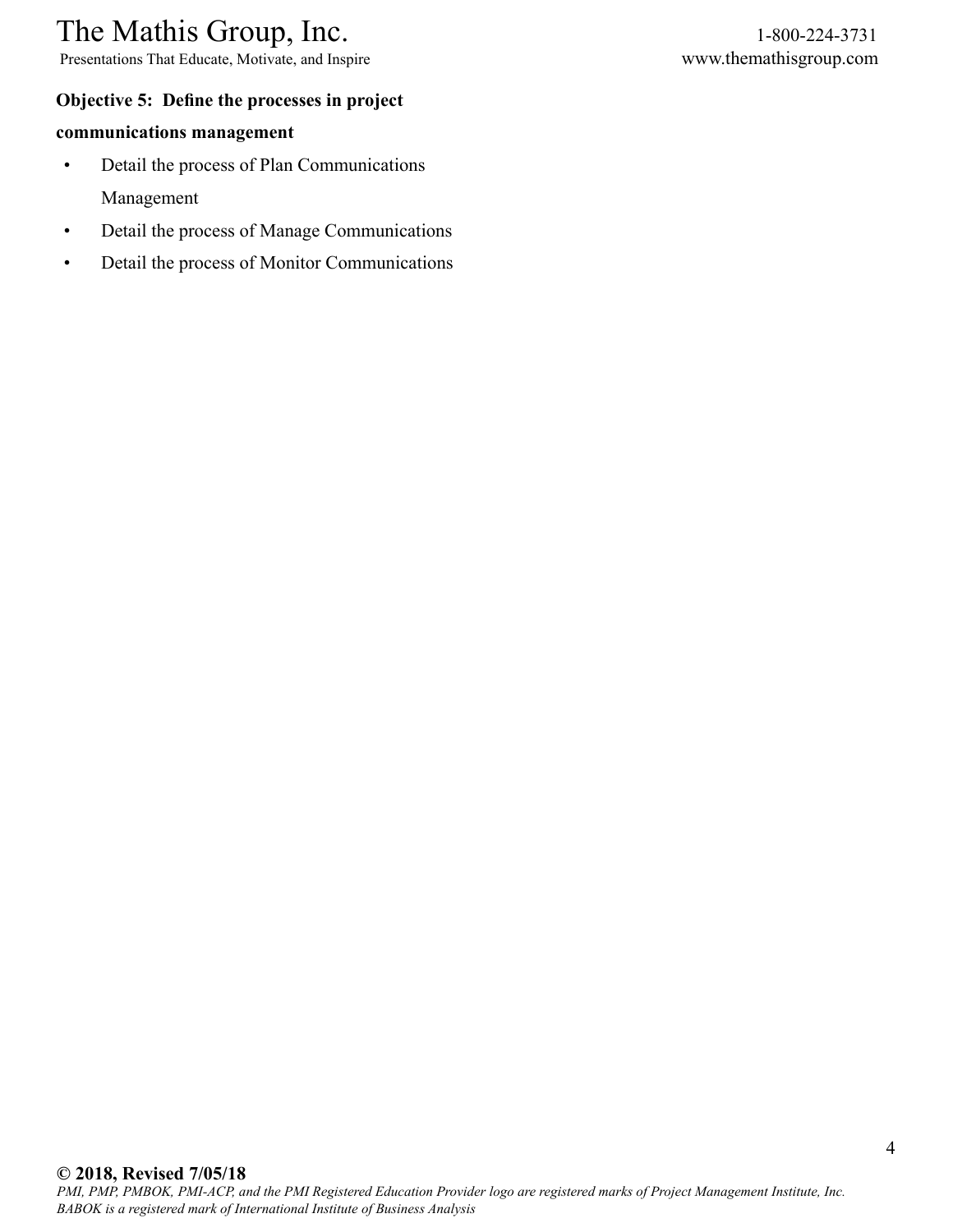**Objective 5: Define the processes in project communications management**

- Detail the process of Plan Communications Management
- Detail the process of Manage Communications
- Detail the process of Monitor Communications